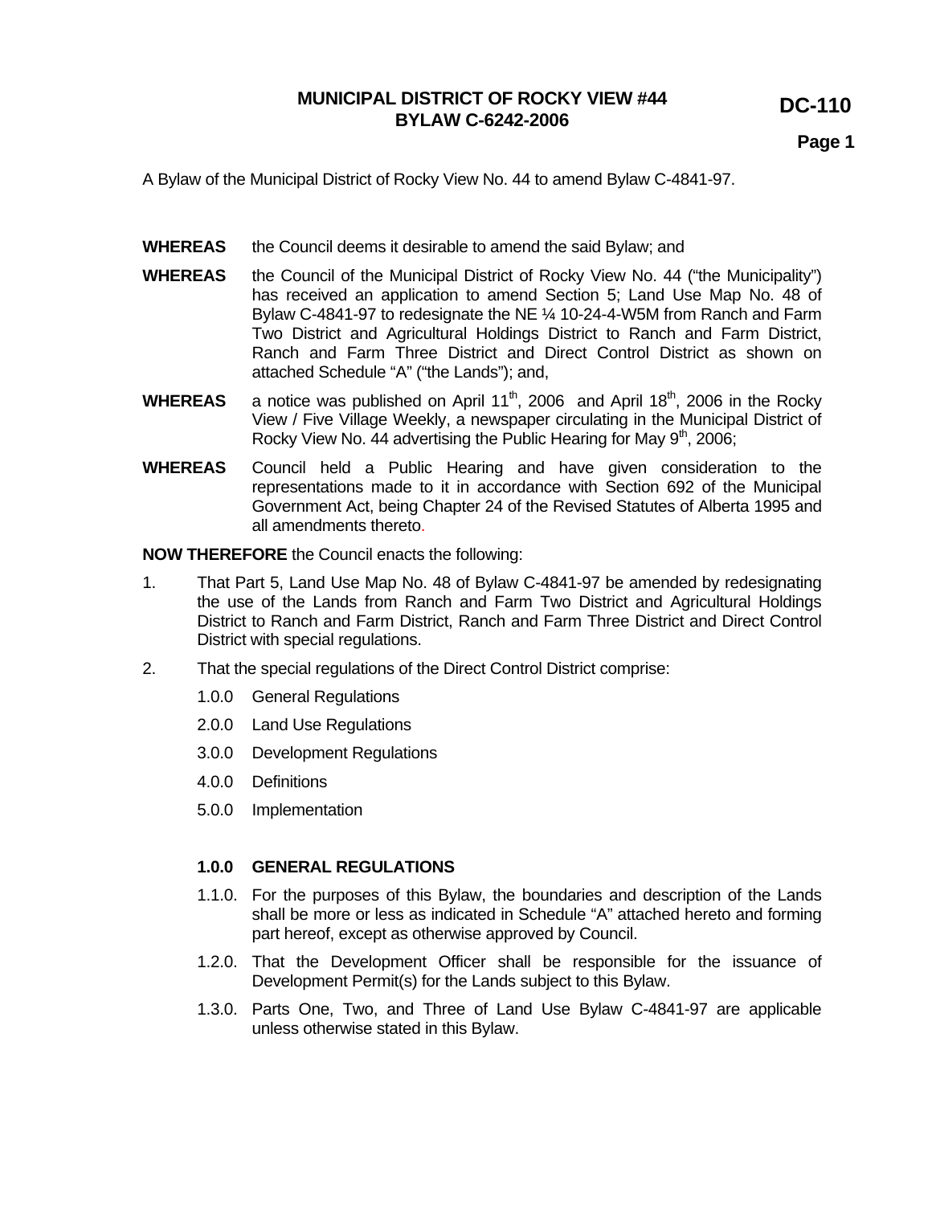# MUNICIPAL DISTRICT OF ROCKY VIEW #44
# BYLAW C-6242-2006

**DC-110**

A Bylaw of the Municipal District of Rocky View No. 44 to amend Bylaw C-4841-97.

**WHEREAS** the Council deems it desirable to amend the said Bylaw; and

**WHEREAS** the Council of the Municipal District of Rocky View No. 44 ("the Municipality") has received an application to amend Section 5; Land Use Map No. 48 of Bylaw C-4841-97 to redesignate the NE ¼ 10-24-4-W5M from Ranch and Farm Two District and Agricultural Holdings District to Ranch and Farm District, Ranch and Farm Three District and Direct Control District as shown on attached Schedule "A" ("the Lands"); and,

**WHEREAS** a notice was published on April 11th, 2006 and April 18th, 2006 in the Rocky View / Five Village Weekly, a newspaper circulating in the Municipal District of Rocky View No. 44 advertising the Public Hearing for May 9th, 2006;

**WHEREAS** Council held a Public Hearing and have given consideration to the representations made to it in accordance with Section 692 of the Municipal Government Act, being Chapter 24 of the Revised Statutes of Alberta 1995 and all amendments thereto.

**NOW THEREFORE** the Council enacts the following:

1. That Part 5, Land Use Map No. 48 of Bylaw C-4841-97 be amended by redesignating the use of the Lands from Ranch and Farm Two District and Agricultural Holdings District to Ranch and Farm District, Ranch and Farm Three District and Direct Control District with special regulations.

2. That the special regulations of the Direct Control District comprise:

   1.0.0 General Regulations

   2.0.0 Land Use Regulations

   3.0.0 Development Regulations

   4.0.0 Definitions

   5.0.0 Implementation

### 1.0.0 GENERAL REGULATIONS

1.1.0. For the purposes of this Bylaw, the boundaries and description of the Lands shall be more or less as indicated in Schedule "A" attached hereto and forming part hereof, except as otherwise approved by Council.

1.2.0. That the Development Officer shall be responsible for the issuance of Development Permit(s) for the Lands subject to this Bylaw.

1.3.0. Parts One, Two, and Three of Land Use Bylaw C-4841-97 are applicable unless otherwise stated in this Bylaw.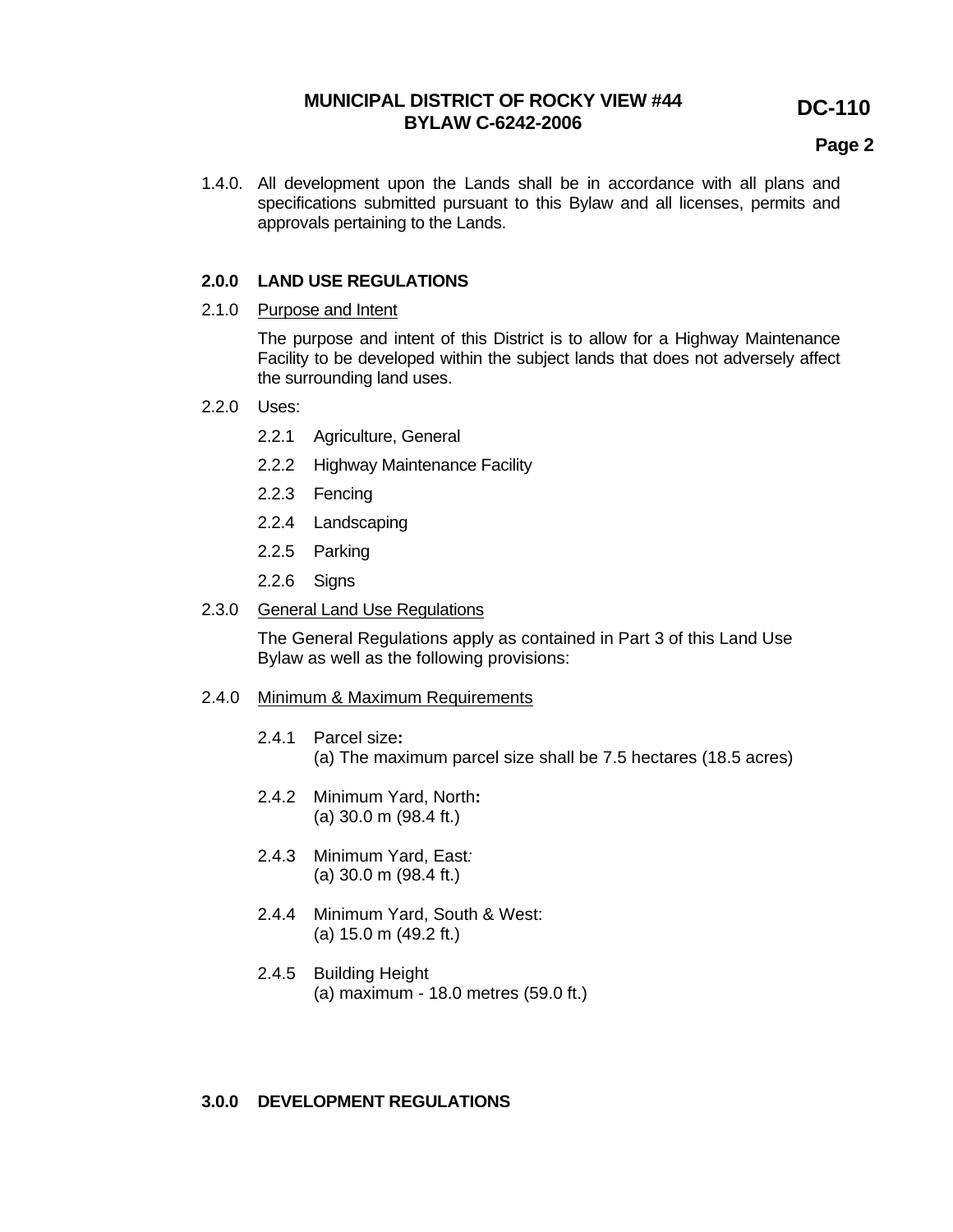1.4.0. All development upon the Lands shall be in accordance with all plans and specifications submitted pursuant to this Bylaw and all licenses, permits and approvals pertaining to the Lands.

## 2.0.0 LAND USE REGULATIONS

2.1.0 Purpose and Intent

The purpose and intent of this District is to allow for a Highway Maintenance Facility to be developed within the subject lands that does not adversely affect the surrounding land uses.

2.2.0 Uses:

- 2.2.1 Agriculture, General
- 2.2.2 Highway Maintenance Facility
- 2.2.3 Fencing
- 2.2.4 Landscaping
- 2.2.5 Parking
- 2.2.6 Signs

2.3.0 General Land Use Regulations

The General Regulations apply as contained in Part 3 of this Land Use Bylaw as well as the following provisions:

2.4.0 Minimum & Maximum Requirements

2.4.1 Parcel size**:**
(a) The maximum parcel size shall be 7.5 hectares (18.5 acres)

2.4.2 Minimum Yard, North**:**
(a) 30.0 m (98.4 ft.)

2.4.3 Minimum Yard, East*:*
(a) 30.0 m (98.4 ft.)

2.4.4 Minimum Yard, South & West:
(a) 15.0 m (49.2 ft.)

2.4.5 Building Height
(a) maximum - 18.0 metres (59.0 ft.)

## 3.0.0 DEVELOPMENT REGULATIONS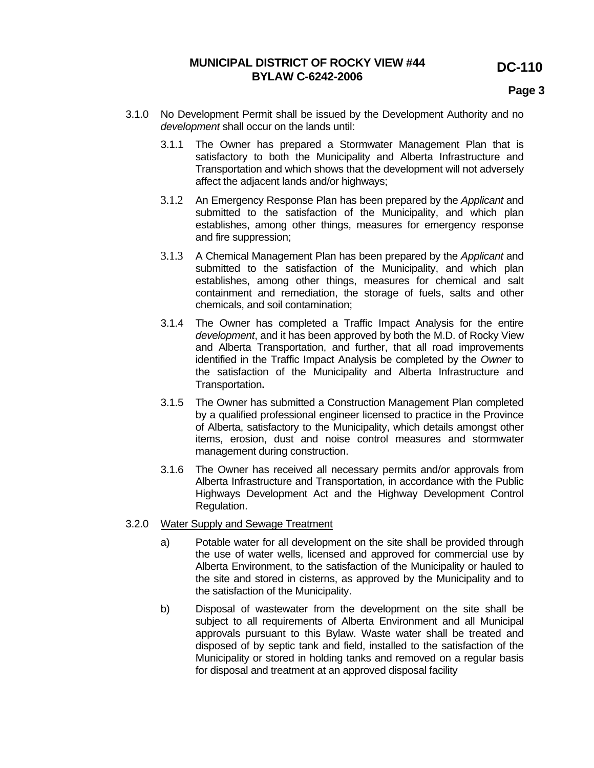3.1.0 No Development Permit shall be issued by the Development Authority and no *development* shall occur on the lands until:

3.1.1 The Owner has prepared a Stormwater Management Plan that is satisfactory to both the Municipality and Alberta Infrastructure and Transportation and which shows that the development will not adversely affect the adjacent lands and/or highways;

3.1.2 An Emergency Response Plan has been prepared by the *Applicant* and submitted to the satisfaction of the Municipality, and which plan establishes, among other things, measures for emergency response and fire suppression;

3.1.3 A Chemical Management Plan has been prepared by the *Applicant* and submitted to the satisfaction of the Municipality, and which plan establishes, among other things, measures for chemical and salt containment and remediation, the storage of fuels, salts and other chemicals, and soil contamination;

3.1.4 The Owner has completed a Traffic Impact Analysis for the entire *development*, and it has been approved by both the M.D. of Rocky View and Alberta Transportation, and further, that all road improvements identified in the Traffic Impact Analysis be completed by the *Owner* to the satisfaction of the Municipality and Alberta Infrastructure and Transportation**.**

3.1.5 The Owner has submitted a Construction Management Plan completed by a qualified professional engineer licensed to practice in the Province of Alberta, satisfactory to the Municipality, which details amongst other items, erosion, dust and noise control measures and stormwater management during construction.

3.1.6 The Owner has received all necessary permits and/or approvals from Alberta Infrastructure and Transportation, in accordance with the Public Highways Development Act and the Highway Development Control Regulation.

3.2.0 <u>Water Supply and Sewage Treatment</u>

a) Potable water for all development on the site shall be provided through the use of water wells, licensed and approved for commercial use by Alberta Environment, to the satisfaction of the Municipality or hauled to the site and stored in cisterns, as approved by the Municipality and to the satisfaction of the Municipality.

b) Disposal of wastewater from the development on the site shall be subject to all requirements of Alberta Environment and all Municipal approvals pursuant to this Bylaw. Waste water shall be treated and disposed of by septic tank and field, installed to the satisfaction of the Municipality or stored in holding tanks and removed on a regular basis for disposal and treatment at an approved disposal facility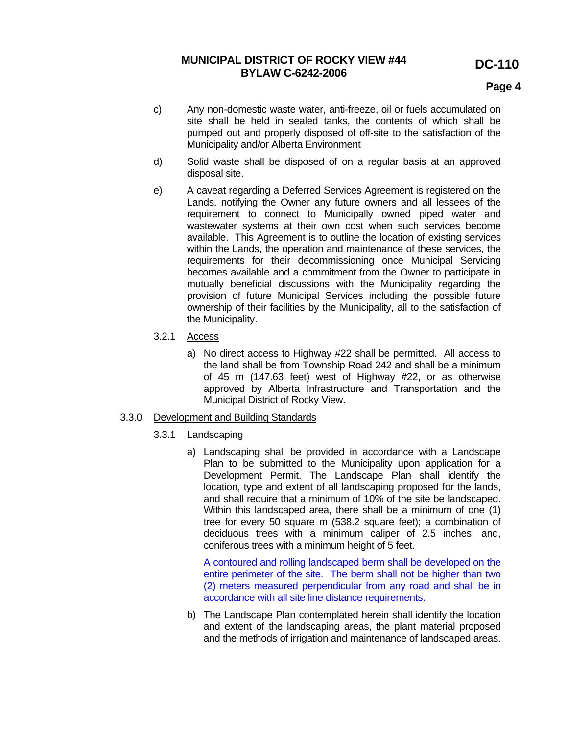c) Any non-domestic waste water, anti-freeze, oil or fuels accumulated on site shall be held in sealed tanks, the contents of which shall be pumped out and properly disposed of off-site to the satisfaction of the Municipality and/or Alberta Environment

d) Solid waste shall be disposed of on a regular basis at an approved disposal site.

e) A caveat regarding a Deferred Services Agreement is registered on the Lands, notifying the Owner any future owners and all lessees of the requirement to connect to Municipally owned piped water and wastewater systems at their own cost when such services become available. This Agreement is to outline the location of existing services within the Lands, the operation and maintenance of these services, the requirements for their decommissioning once Municipal Servicing becomes available and a commitment from the Owner to participate in mutually beneficial discussions with the Municipality regarding the provision of future Municipal Services including the possible future ownership of their facilities by the Municipality, all to the satisfaction of the Municipality.

3.2.1 Access

a) No direct access to Highway #22 shall be permitted. All access to the land shall be from Township Road 242 and shall be a minimum of 45 m (147.63 feet) west of Highway #22, or as otherwise approved by Alberta Infrastructure and Transportation and the Municipal District of Rocky View.

3.3.0 Development and Building Standards

3.3.1 Landscaping

a) Landscaping shall be provided in accordance with a Landscape Plan to be submitted to the Municipality upon application for a Development Permit. The Landscape Plan shall identify the location, type and extent of all landscaping proposed for the lands, and shall require that a minimum of 10% of the site be landscaped. Within this landscaped area, there shall be a minimum of one (1) tree for every 50 square m (538.2 square feet); a combination of deciduous trees with a minimum caliper of 2.5 inches; and, coniferous trees with a minimum height of 5 feet.

A contoured and rolling landscaped berm shall be developed on the entire perimeter of the site. The berm shall not be higher than two (2) meters measured perpendicular from any road and shall be in accordance with all site line distance requirements.

b) The Landscape Plan contemplated herein shall identify the location and extent of the landscaping areas, the plant material proposed and the methods of irrigation and maintenance of landscaped areas.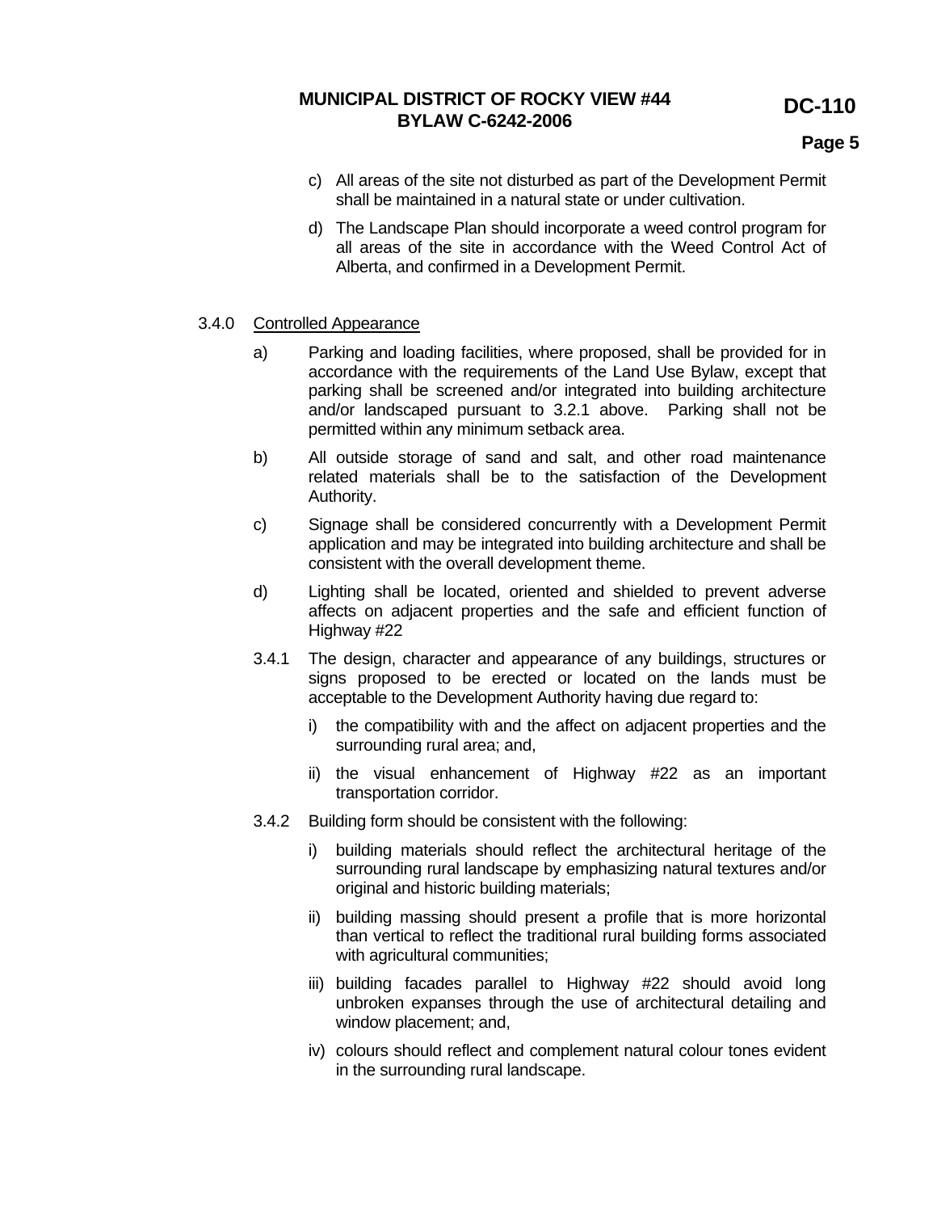c) All areas of the site not disturbed as part of the Development Permit shall be maintained in a natural state or under cultivation.

d) The Landscape Plan should incorporate a weed control program for all areas of the site in accordance with the Weed Control Act of Alberta, and confirmed in a Development Permit.

3.4.0 Controlled Appearance

a) Parking and loading facilities, where proposed, shall be provided for in accordance with the requirements of the Land Use Bylaw, except that parking shall be screened and/or integrated into building architecture and/or landscaped pursuant to 3.2.1 above. Parking shall not be permitted within any minimum setback area.

b) All outside storage of sand and salt, and other road maintenance related materials shall be to the satisfaction of the Development Authority.

c) Signage shall be considered concurrently with a Development Permit application and may be integrated into building architecture and shall be consistent with the overall development theme.

d) Lighting shall be located, oriented and shielded to prevent adverse affects on adjacent properties and the safe and efficient function of Highway #22

3.4.1 The design, character and appearance of any buildings, structures or signs proposed to be erected or located on the lands must be acceptable to the Development Authority having due regard to:

i) the compatibility with and the affect on adjacent properties and the surrounding rural area; and,

ii) the visual enhancement of Highway #22 as an important transportation corridor.

3.4.2 Building form should be consistent with the following:

i) building materials should reflect the architectural heritage of the surrounding rural landscape by emphasizing natural textures and/or original and historic building materials;

ii) building massing should present a profile that is more horizontal than vertical to reflect the traditional rural building forms associated with agricultural communities;

iii) building facades parallel to Highway #22 should avoid long unbroken expanses through the use of architectural detailing and window placement; and,

iv) colours should reflect and complement natural colour tones evident in the surrounding rural landscape.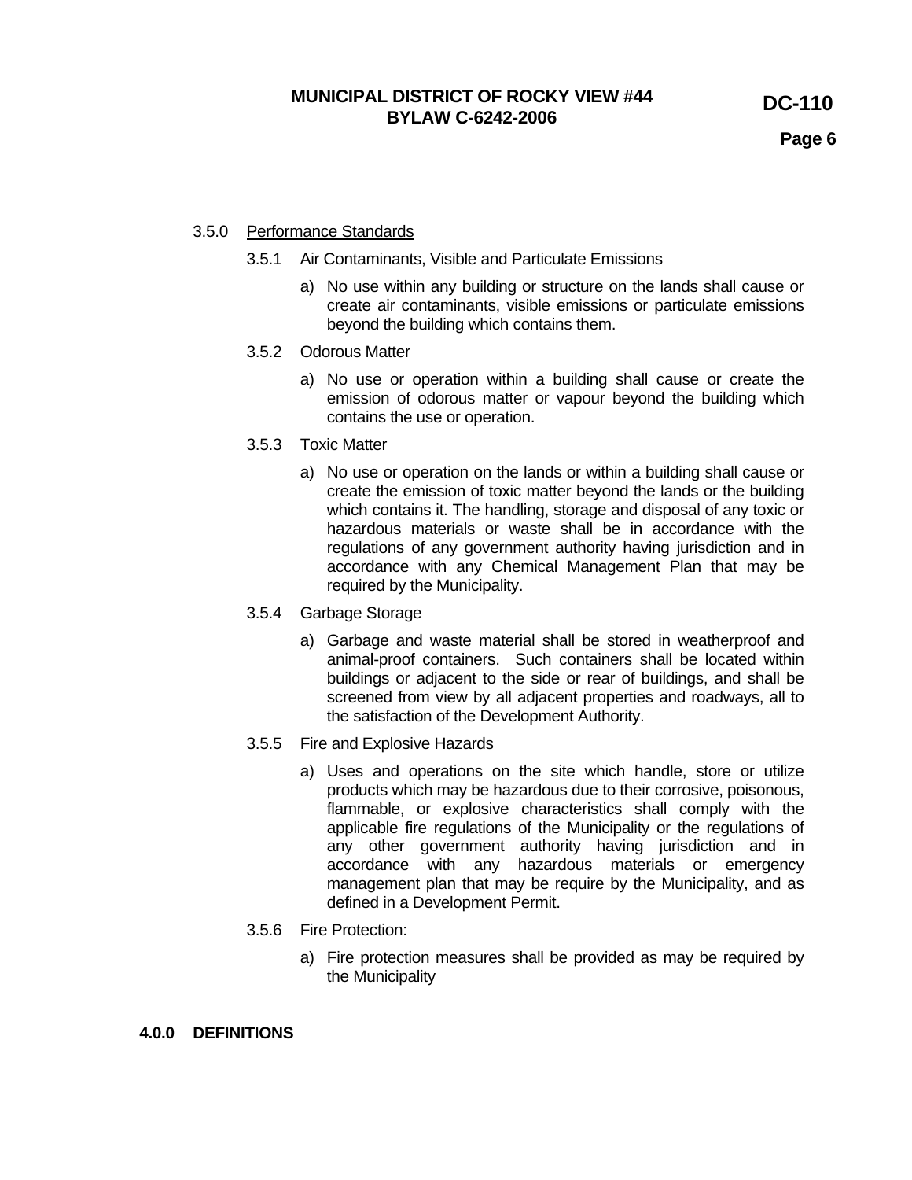3.5.0 <u>Performance Standards</u>

3.5.1 Air Contaminants, Visible and Particulate Emissions

a) No use within any building or structure on the lands shall cause or create air contaminants, visible emissions or particulate emissions beyond the building which contains them.

3.5.2 Odorous Matter

a) No use or operation within a building shall cause or create the emission of odorous matter or vapour beyond the building which contains the use or operation.

3.5.3 Toxic Matter

a) No use or operation on the lands or within a building shall cause or create the emission of toxic matter beyond the lands or the building which contains it. The handling, storage and disposal of any toxic or hazardous materials or waste shall be in accordance with the regulations of any government authority having jurisdiction and in accordance with any Chemical Management Plan that may be required by the Municipality.

3.5.4 Garbage Storage

a) Garbage and waste material shall be stored in weatherproof and animal-proof containers. Such containers shall be located within buildings or adjacent to the side or rear of buildings, and shall be screened from view by all adjacent properties and roadways, all to the satisfaction of the Development Authority.

3.5.5 Fire and Explosive Hazards

a) Uses and operations on the site which handle, store or utilize products which may be hazardous due to their corrosive, poisonous, flammable, or explosive characteristics shall comply with the applicable fire regulations of the Municipality or the regulations of any other government authority having jurisdiction and in accordance with any hazardous materials or emergency management plan that may be require by the Municipality, and as defined in a Development Permit.

3.5.6 Fire Protection:

a) Fire protection measures shall be provided as may be required by the Municipality

## 4.0.0 DEFINITIONS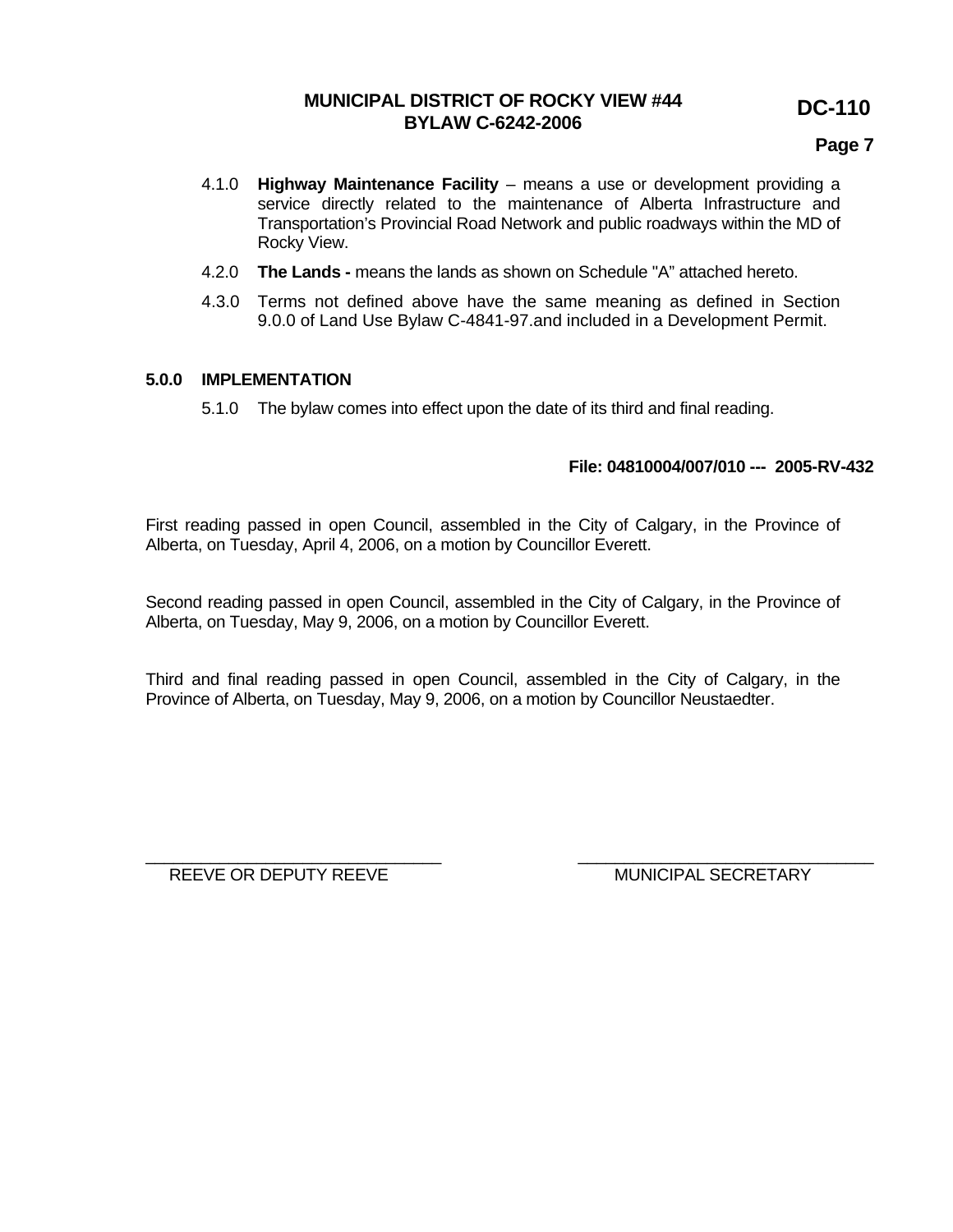4.1.0 **Highway Maintenance Facility** – means a use or development providing a service directly related to the maintenance of Alberta Infrastructure and Transportation's Provincial Road Network and public roadways within the MD of Rocky View.

4.2.0 **The Lands -** means the lands as shown on Schedule "A" attached hereto.

4.3.0 Terms not defined above have the same meaning as defined in Section 9.0.0 of Land Use Bylaw C-4841-97.and included in a Development Permit.

## 5.0.0 IMPLEMENTATION

5.1.0 The bylaw comes into effect upon the date of its third and final reading.

**File: 04810004/007/010 --- 2005-RV-432**

First reading passed in open Council, assembled in the City of Calgary, in the Province of Alberta, on Tuesday, April 4, 2006, on a motion by Councillor Everett.

Second reading passed in open Council, assembled in the City of Calgary, in the Province of Alberta, on Tuesday, May 9, 2006, on a motion by Councillor Everett.

Third and final reading passed in open Council, assembled in the City of Calgary, in the Province of Alberta, on Tuesday, May 9, 2006, on a motion by Councillor Neustaedter.

\_\_\_\_\_\_\_\_\_\_\_\_\_\_\_\_\_\_\_\_\_\_\_\_\_\_\_\_\_\_\_\_
REEVE OR DEPUTY REEVE

\_\_\_\_\_\_\_\_\_\_\_\_\_\_\_\_\_\_\_\_\_\_\_\_\_\_\_\_\_\_\_\_
MUNICIPAL SECRETARY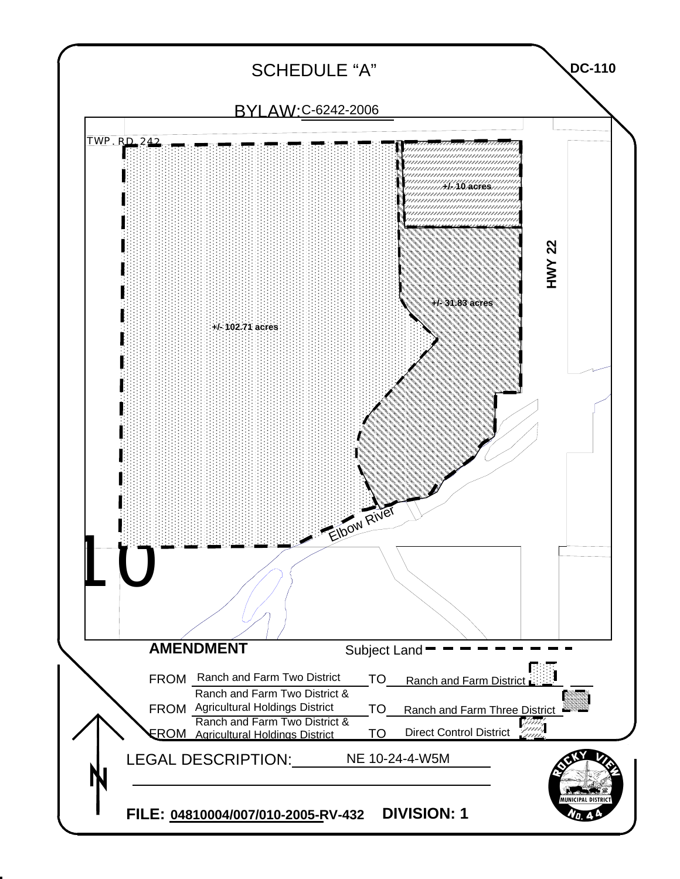# SCHEDULE "A"

**DC-110**

BYLAW: C-6242-2006

TWP. RD. 242

+/- 10 acres

HWY 22

+/- 31.83 acres

+/- 102.71 acres

Elbow River

10

**AMENDMENT**

Subject Land

| | | | |
|---|---|---|---|
| FROM | Ranch and Farm Two District | TO | Ranch and Farm District |
| FROM | Ranch and Farm Two District & Agricultural Holdings District | TO | Ranch and Farm Three District |
| FROM | Ranch and Farm Two District & Agricultural Holdings District | TO | Direct Control District |

LEGAL DESCRIPTION: NE 10-24-4-W5M

**FILE:** **04810004/007/010-2005-RV-432** **DIVISION: 1**

ROCKY VIEW MUNICIPAL DISTRICT No. 44